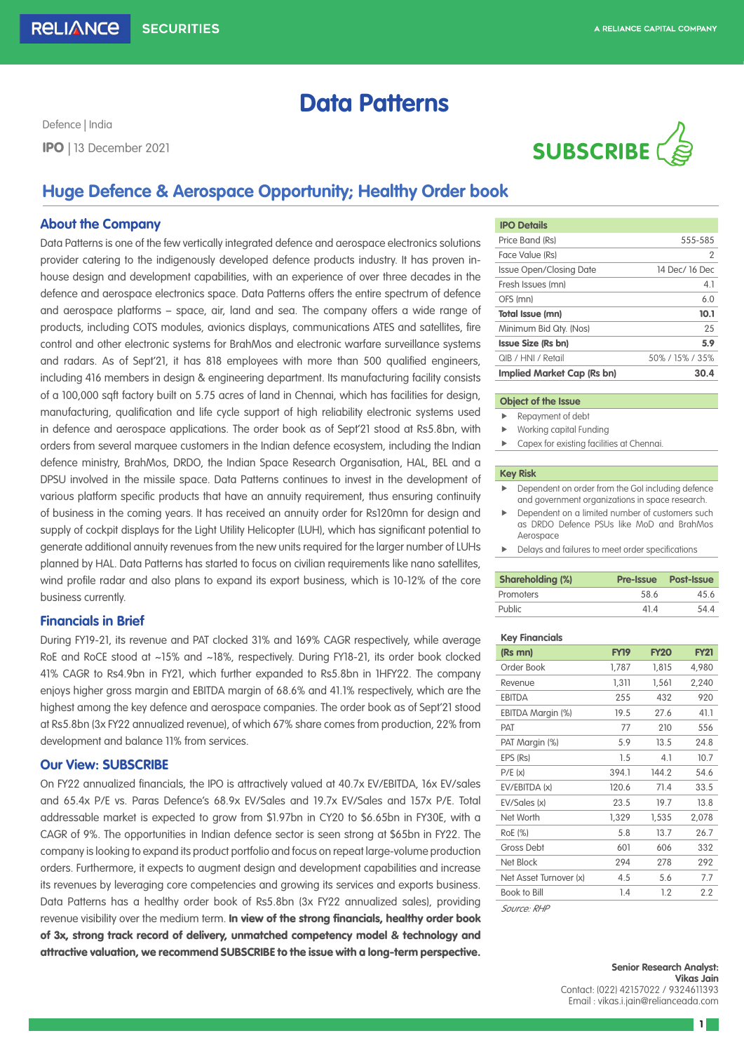# Data Patterns

Defence | India

**IPO** | 13 December 2021

**SUBSCRIBE**

## Huge Defence & Aerospace Opportunity; Healthy Order book

### About the Company

Data Patterns is one of the few vertically integrated defence and aerospace electronics solutions provider catering to the indigenously developed defence products industry. It has proven in-house design and development capabilities, with an experience of over three decades in the defence and aerospace electronics space. Data Patterns offers the entire spectrum of defence and aerospace platforms – space, air, land and sea. The company offers a wide range of products, including COTS modules, avionics displays, communications ATES and satellites, fire control and other electronic systems for BrahMos and electronic warfare surveillance systems and radars. As of Sept'21, it has 818 employees with more than 500 qualified engineers, including 416 members in design & engineering department. Its manufacturing facility consists of a 100,000 sqft factory built on 5.75 acres of land in Chennai, which has facilities for design, manufacturing, qualification and life cycle support of high reliability electronic systems used in defence and aerospace applications. The order book as of Sept'21 stood at Rs5.8bn, with orders from several marquee customers in the Indian defence ecosystem, including the Indian defence ministry, BrahMos, DRDO, the Indian Space Research Organisation, HAL, BEL and a DPSU involved in the missile space. Data Patterns continues to invest in the development of various platform specific products that have an annuity requirement, thus ensuring continuity of business in the coming years. It has received an annuity order for Rs120mn for design and supply of cockpit displays for the Light Utility Helicopter (LUH), which has significant potential to generate additional annuity revenues from the new units required for the larger number of LUHs planned by HAL. Data Patterns has started to focus on civilian requirements like nano satellites, wind profile radar and also plans to expand its export business, which is 10-12% of the core business currently.

### Financials in Brief

During FY19-21, its revenue and PAT clocked 31% and 169% CAGR respectively, while average RoE and RoCE stood at ~15% and ~18%, respectively. During FY18-21, its order book clocked 41% CAGR to Rs4.9bn in FY21, which further expanded to Rs5.8bn in 1HFY22. The company enjoys higher gross margin and EBITDA margin of 68.6% and 41.1% respectively, which are the highest among the key defence and aerospace companies. The order book as of Sept'21 stood at Rs5.8bn (3x FY22 annualized revenue), of which 67% share comes from production, 22% from development and balance 11% from services.

### Our View: SUBSCRIBE

On FY22 annualized financials, the IPO is attractively valued at 40.7x EV/EBITDA, 16x EV/sales and 65.4x P/E vs. Paras Defence's 68.9x EV/Sales and 19.7x EV/Sales and 157x P/E. Total addressable market is expected to grow from $1.97bn in CY20 to $6.65bn in FY30E, with a CAGR of 9%. The opportunities in Indian defence sector is seen strong at $65bn in FY22. The company is looking to expand its product portfolio and focus on repeat large-volume production orders. Furthermore, it expects to augment design and development capabilities and increase its revenues by leveraging core competencies and growing its services and exports business. Data Patterns has a healthy order book of Rs5.8bn (3x FY22 annualized sales), providing revenue visibility over the medium term. **In view of the strong financials, healthy order book of 3x, strong track record of delivery, unmatched competency model & technology and attractive valuation, we recommend SUBSCRIBE to the issue with a long-term perspective.**

| IPO Details | |
|---|---|
| Price Band (Rs) | 555-585 |
| Face Value (Rs) | 2 |
| Issue Open/Closing Date | 14 Dec/ 16 Dec |
| Fresh Issues (mn) | 4.1 |
| OFS (mn) | 6.0 |
| **Total Issue (mn)** | **10.1** |
| Minimum Bid Qty. (Nos) | 25 |
| **Issue Size (Rs bn)** | **5.9** |
| QIB / HNI / Retail | 50% / 15% / 35% |
| **Implied Market Cap (Rs bn)** | **30.4** |

**Object of the Issue**

- Repayment of debt
- Working capital Funding
- Capex for existing facilities at Chennai.

**Key Risk**

- Dependent on order from the GoI including defence and government organizations in space research.
- Dependent on a limited number of customers such as DRDO Defence PSUs like MoD and BrahMos Aerospace
- Delays and failures to meet order specifications

| Shareholding (%) | Pre-Issue | Post-Issue |
|---|---|---|
| Promoters | 58.6 | 45.6 |
| Public | 41.4 | 54.4 |

**Key Financials**

| (Rs mn) | FY19 | FY20 | FY21 |
|---|---|---|---|
| Order Book | 1,787 | 1,815 | 4,980 |
| Revenue | 1,311 | 1,561 | 2,240 |
| EBITDA | 255 | 432 | 920 |
| EBITDA Margin (%) | 19.5 | 27.6 | 41.1 |
| PAT | 77 | 210 | 556 |
| PAT Margin (%) | 5.9 | 13.5 | 24.8 |
| EPS (Rs) | 1.5 | 4.1 | 10.7 |
| P/E (x) | 394.1 | 144.2 | 54.6 |
| EV/EBITDA (x) | 120.6 | 71.4 | 33.5 |
| EV/Sales (x) | 23.5 | 19.7 | 13.8 |
| Net Worth | 1,329 | 1,535 | 2,078 |
| RoE (%) | 5.8 | 13.7 | 26.7 |
| Gross Debt | 601 | 606 | 332 |
| Net Block | 294 | 278 | 292 |
| Net Asset Turnover (x) | 4.5 | 5.6 | 7.7 |
| Book to Bill | 1.4 | 1.2 | 2.2 |

*Source: RHP*

**Senior Research Analyst:**
**Vikas Jain**
Contact: (022) 42157022 / 9324611393
Email : vikas.i.jain@relianceada.com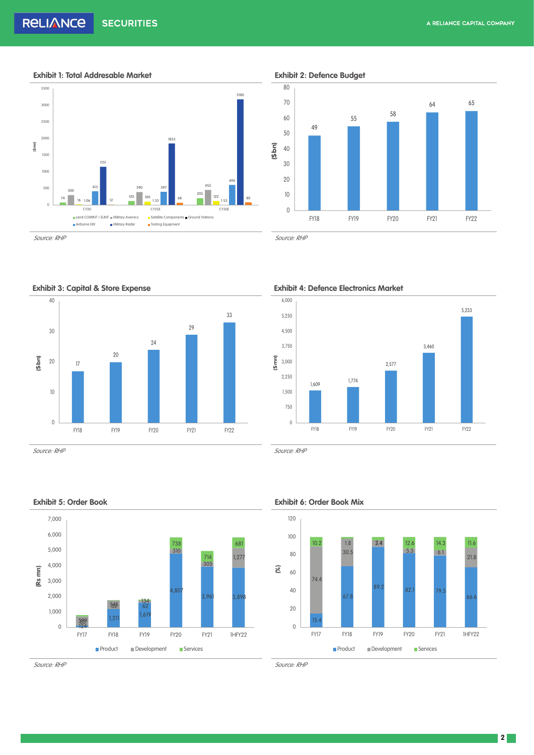### Exhibit 1: Total Addresable Market

| ($mn) | CY20 | CY25E | CY30E |
|---|---|---|---|
| Land COMINT / ELINT | 74 | 120 | 205 |
| Military Avionics | 300 | 390 | 455 |
| Satellite Components | 16 | 100 | 122 |
| Ground Stations | 1.06 | 1.33 | 1.53 |
| Airborne EW | 413 | 397 | 606 |
| Military Radar | 1151 | 1853 | 3180 |
| Testing Equipment | 12 | 68 | 80 |

*Source: RHP*

### Exhibit 2: Defence Budget

| ($bn) | FY18 | FY19 | FY20 | FY21 | FY22 |
|---|---|---|---|---|---|
| Defence Budget | 49 | 55 | 58 | 64 | 65 |

*Source: RHP*

### Exhibit 3: Capital & Store Expense

| ($bn) | FY18 | FY19 | FY20 | FY21 | FY22 |
|---|---|---|---|---|---|
| Capital & Store Expense | 17 | 20 | 24 | 29 | 33 |

*Source: RHP*

### Exhibit 4: Defence Electronics Market

| ($mn) | FY18 | FY19 | FY20 | FY21 | FY22 |
|---|---|---|---|---|---|
| Defence Electronics Market | 1,609 | 1,774 | 2,577 | 3,460 | 5,233 |

*Source: RHP*

### Exhibit 5: Order Book

| (Rs mn) | FY17 | FY18 | FY19 | FY20 | FY21 | 1HFY22 |
|---|---|---|---|---|---|---|
| Product | 124 | 1,211 | 1,619 | 4,807 | 3,961 | 3,898 |
| Development | 599 | 546 | 62 | 310 | 305 | 1,277 |
| Services | 82 | 32 | 134 | 738 | 714 | 681 |

*Source: RHP*

### Exhibit 6: Order Book Mix

| (%) | FY17 | FY18 | FY19 | FY20 | FY21 | 1HFY22 |
|---|---|---|---|---|---|---|
| Product | 15.4 | 67.8 | 89.2 | 82.1 | 79.5 | 66.6 |
| Development | 74.4 | 30.5 | 3.4 | 5.3 | 6.1 | 21.8 |
| Services | 10.2 | 1.8 | 7.4 | 12.6 | 14.3 | 11.6 |

*Source: RHP*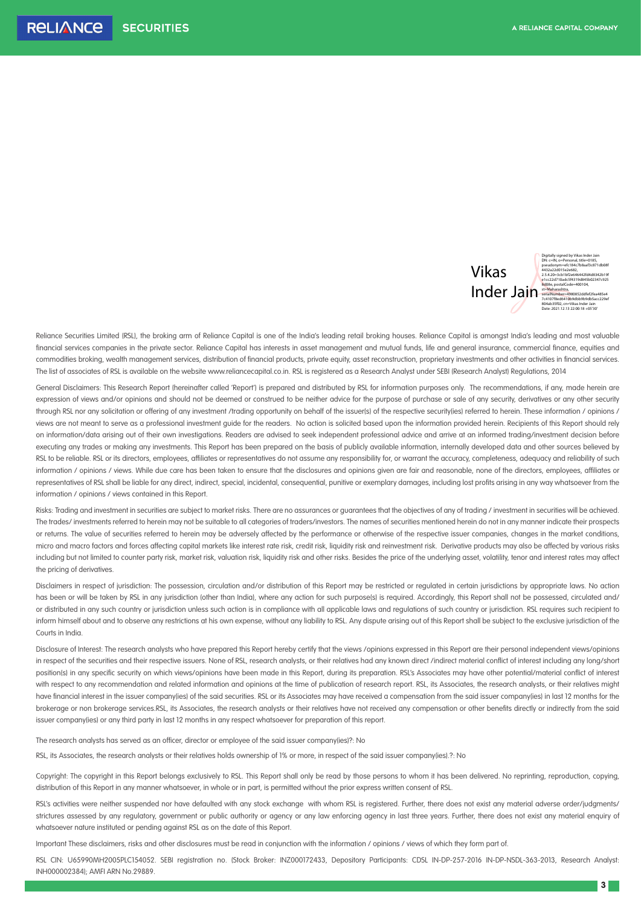Vikas Inder Jain

Digitally signed by Vikas Inder Jain
DN: c=IN, o=Personal, title=0185, pseudonym=efc184c7b8aaf3c871db08f4432a22d015e2e682, 2.5.4.20=3cb1bf2e646442fd4d8342b19fe1cc22d710adc5f4319d845b02347c9258d08e, postalCode=400104, st=Maharashtra, serialNumber=4980852ddfef2fea485e47c4107f8ed6410b9dbb9b9db5acc229ef804ab35f02, cn=Vikas Inder Jain
Date: 2021.12.13 22:00:18 +05'30'

Reliance Securities Limited (RSL), the broking arm of Reliance Capital is one of the India's leading retail broking houses. Reliance Capital is amongst India's leading and most valuable financial services companies in the private sector. Reliance Capital has interests in asset management and mutual funds, life and general insurance, commercial finance, equities and commodities broking, wealth management services, distribution of financial products, private equity, asset reconstruction, proprietary investments and other activities in financial services. The list of associates of RSL is available on the website www.reliancecapital.co.in. RSL is registered as a Research Analyst under SEBI (Research Analyst) Regulations, 2014

General Disclaimers: This Research Report (hereinafter called 'Report') is prepared and distributed by RSL for information purposes only. The recommendations, if any, made herein are expression of views and/or opinions and should not be deemed or construed to be neither advice for the purpose of purchase or sale of any security, derivatives or any other security through RSL nor any solicitation or offering of any investment /trading opportunity on behalf of the issuer(s) of the respective security(ies) referred to herein. These information / opinions / views are not meant to serve as a professional investment guide for the readers. No action is solicited based upon the information provided herein. Recipients of this Report should rely on information/data arising out of their own investigations. Readers are advised to seek independent professional advice and arrive at an informed trading/investment decision before executing any trades or making any investments. This Report has been prepared on the basis of publicly available information, internally developed data and other sources believed by RSL to be reliable. RSL or its directors, employees, affiliates or representatives do not assume any responsibility for, or warrant the accuracy, completeness, adequacy and reliability of such information / opinions / views. While due care has been taken to ensure that the disclosures and opinions given are fair and reasonable, none of the directors, employees, affiliates or representatives of RSL shall be liable for any direct, indirect, special, incidental, consequential, punitive or exemplary damages, including lost profits arising in any way whatsoever from the information / opinions / views contained in this Report.

Risks: Trading and investment in securities are subject to market risks. There are no assurances or guarantees that the objectives of any of trading / investment in securities will be achieved. The trades/ investments referred to herein may not be suitable to all categories of traders/investors. The names of securities mentioned herein do not in any manner indicate their prospects or returns. The value of securities referred to herein may be adversely affected by the performance or otherwise of the respective issuer companies, changes in the market conditions, micro and macro factors and forces affecting capital markets like interest rate risk, credit risk, liquidity risk and reinvestment risk. Derivative products may also be affected by various risks including but not limited to counter party risk, market risk, valuation risk, liquidity risk and other risks. Besides the price of the underlying asset, volatility, tenor and interest rates may affect the pricing of derivatives.

Disclaimers in respect of jurisdiction: The possession, circulation and/or distribution of this Report may be restricted or regulated in certain jurisdictions by appropriate laws. No action has been or will be taken by RSL in any jurisdiction (other than India), where any action for such purpose(s) is required. Accordingly, this Report shall not be possessed, circulated and/ or distributed in any such country or jurisdiction unless such action is in compliance with all applicable laws and regulations of such country or jurisdiction. RSL requires such recipient to inform himself about and to observe any restrictions at his own expense, without any liability to RSL. Any dispute arising out of this Report shall be subject to the exclusive jurisdiction of the Courts in India.

Disclosure of Interest: The research analysts who have prepared this Report hereby certify that the views /opinions expressed in this Report are their personal independent views/opinions in respect of the securities and their respective issuers. None of RSL, research analysts, or their relatives had any known direct /indirect material conflict of interest including any long/short position(s) in any specific security on which views/opinions have been made in this Report, during its preparation. RSL's Associates may have other potential/material conflict of interest with respect to any recommendation and related information and opinions at the time of publication of research report. RSL, its Associates, the research analysts, or their relatives might have financial interest in the issuer company(ies) of the said securities. RSL or its Associates may have received a compensation from the said issuer company(ies) in last 12 months for the brokerage or non brokerage services.RSL, its Associates, the research analysts or their relatives have not received any compensation or other benefits directly or indirectly from the said issuer company(ies) or any third party in last 12 months in any respect whatsoever for preparation of this report.

The research analysts has served as an officer, director or employee of the said issuer company(ies)?: No

RSL, its Associates, the research analysts or their relatives holds ownership of 1% or more, in respect of the said issuer company(ies).?: No

Copyright: The copyright in this Report belongs exclusively to RSL. This Report shall only be read by those persons to whom it has been delivered. No reprinting, reproduction, copying, distribution of this Report in any manner whatsoever, in whole or in part, is permitted without the prior express written consent of RSL.

RSL's activities were neither suspended nor have defaulted with any stock exchange with whom RSL is registered. Further, there does not exist any material adverse order/judgments/ strictures assessed by any regulatory, government or public authority or agency or any law enforcing agency in last three years. Further, there does not exist any material enquiry of whatsoever nature instituted or pending against RSL as on the date of this Report.

Important These disclaimers, risks and other disclosures must be read in conjunction with the information / opinions / views of which they form part of.

RSL CIN: U65990MH2005PLC154052. SEBI registration no. (Stock Broker: INZ000172433, Depository Participants: CDSL IN-DP-257-2016 IN-DP-NSDL-363-2013, Research Analyst: INH000002384); AMFI ARN No.29889.